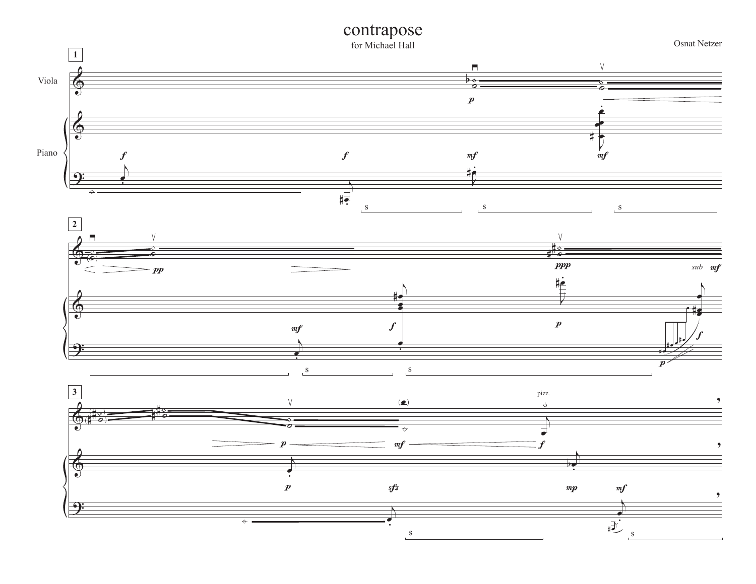# contrapose

for Michael Hall

Osnat Netzer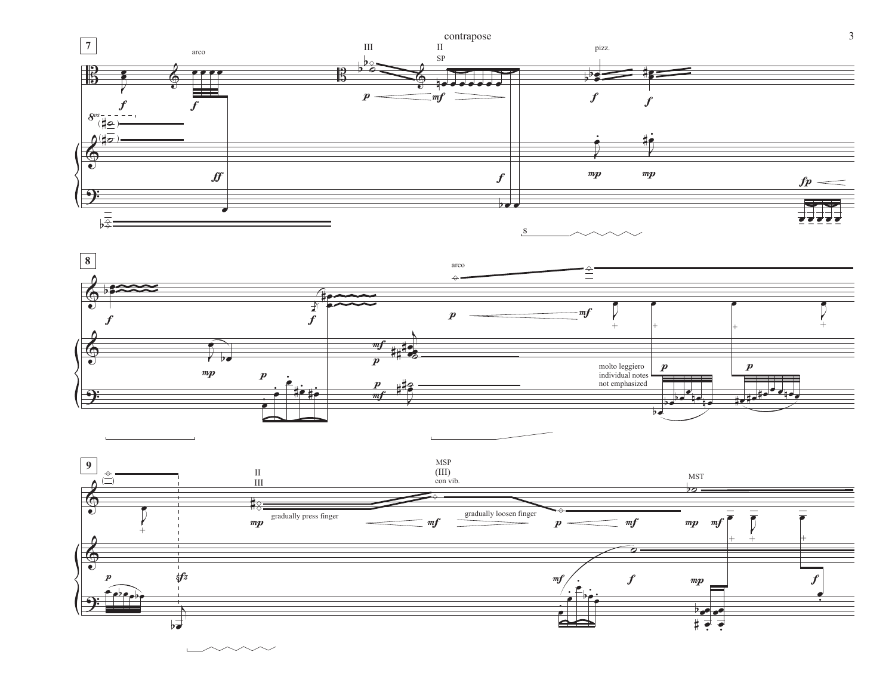7

contrapose

arco

III

II

SP

pizz.

8

arco

molto leggiero
individual notes
not emphasized

9

II
III

gradually press finger

MSP
(III)
con vib.

gradually loosen finger

MST